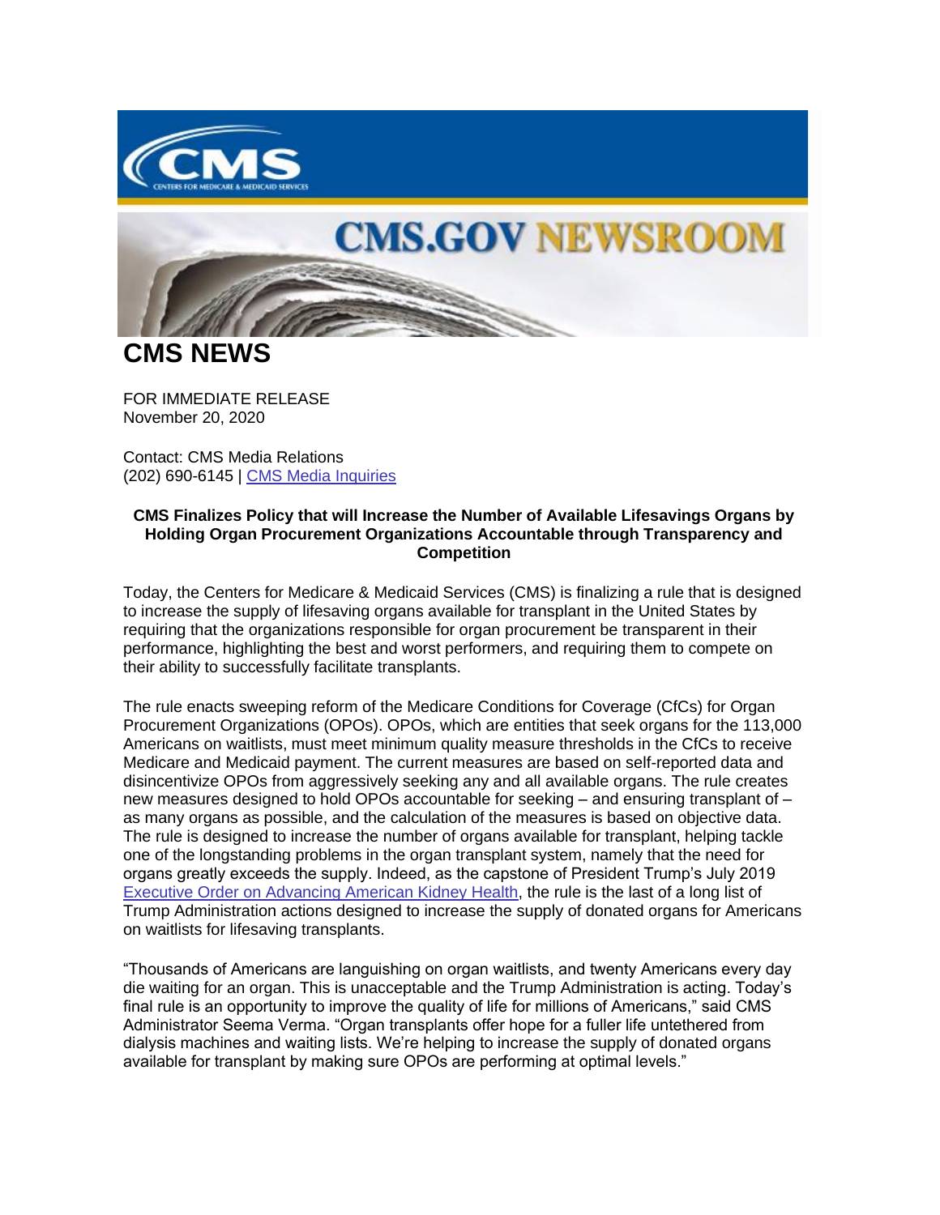# CMS NEWS

FOR IMMEDIATE RELEASE
November 20, 2020

Contact: CMS Media Relations
(202) 690-6145 | [CMS Media Inquiries]

**CMS Finalizes Policy that will Increase the Number of Available Lifesavings Organs by Holding Organ Procurement Organizations Accountable through Transparency and Competition**

Today, the Centers for Medicare & Medicaid Services (CMS) is finalizing a rule that is designed to increase the supply of lifesaving organs available for transplant in the United States by requiring that the organizations responsible for organ procurement be transparent in their performance, highlighting the best and worst performers, and requiring them to compete on their ability to successfully facilitate transplants.

The rule enacts sweeping reform of the Medicare Conditions for Coverage (CfCs) for Organ Procurement Organizations (OPOs). OPOs, which are entities that seek organs for the 113,000 Americans on waitlists, must meet minimum quality measure thresholds in the CfCs to receive Medicare and Medicaid payment. The current measures are based on self-reported data and disincentivize OPOs from aggressively seeking any and all available organs. The rule creates new measures designed to hold OPOs accountable for seeking – and ensuring transplant of – as many organs as possible, and the calculation of the measures is based on objective data. The rule is designed to increase the number of organs available for transplant, helping tackle one of the longstanding problems in the organ transplant system, namely that the need for organs greatly exceeds the supply. Indeed, as the capstone of President Trump's July 2019 [Executive Order on Advancing American Kidney Health], the rule is the last of a long list of Trump Administration actions designed to increase the supply of donated organs for Americans on waitlists for lifesaving transplants.

"Thousands of Americans are languishing on organ waitlists, and twenty Americans every day die waiting for an organ. This is unacceptable and the Trump Administration is acting. Today's final rule is an opportunity to improve the quality of life for millions of Americans," said CMS Administrator Seema Verma. "Organ transplants offer hope for a fuller life untethered from dialysis machines and waiting lists. We're helping to increase the supply of donated organs available for transplant by making sure OPOs are performing at optimal levels."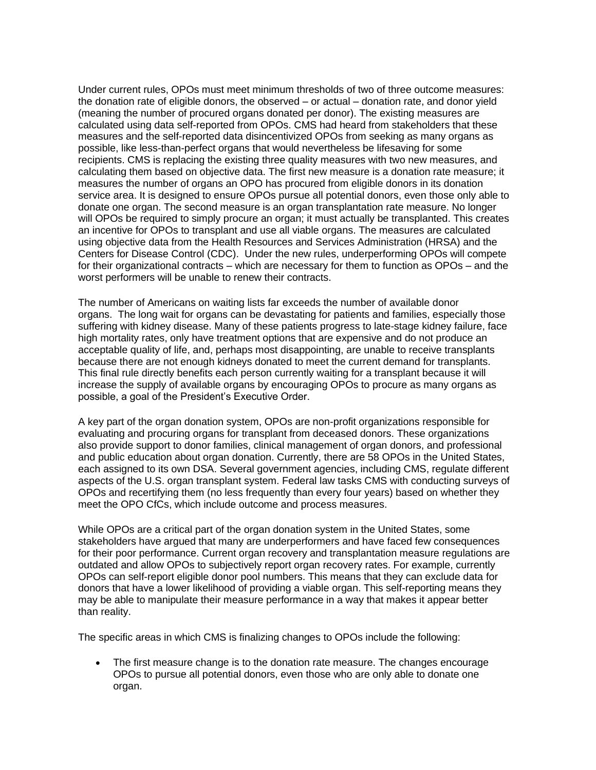Under current rules, OPOs must meet minimum thresholds of two of three outcome measures: the donation rate of eligible donors, the observed – or actual – donation rate, and donor yield (meaning the number of procured organs donated per donor). The existing measures are calculated using data self-reported from OPOs. CMS had heard from stakeholders that these measures and the self-reported data disincentivized OPOs from seeking as many organs as possible, like less-than-perfect organs that would nevertheless be lifesaving for some recipients. CMS is replacing the existing three quality measures with two new measures, and calculating them based on objective data. The first new measure is a donation rate measure; it measures the number of organs an OPO has procured from eligible donors in its donation service area. It is designed to ensure OPOs pursue all potential donors, even those only able to donate one organ. The second measure is an organ transplantation rate measure. No longer will OPOs be required to simply procure an organ; it must actually be transplanted. This creates an incentive for OPOs to transplant and use all viable organs. The measures are calculated using objective data from the Health Resources and Services Administration (HRSA) and the Centers for Disease Control (CDC). Under the new rules, underperforming OPOs will compete for their organizational contracts – which are necessary for them to function as OPOs – and the worst performers will be unable to renew their contracts.

The number of Americans on waiting lists far exceeds the number of available donor organs. The long wait for organs can be devastating for patients and families, especially those suffering with kidney disease. Many of these patients progress to late-stage kidney failure, face high mortality rates, only have treatment options that are expensive and do not produce an acceptable quality of life, and, perhaps most disappointing, are unable to receive transplants because there are not enough kidneys donated to meet the current demand for transplants. This final rule directly benefits each person currently waiting for a transplant because it will increase the supply of available organs by encouraging OPOs to procure as many organs as possible, a goal of the President's Executive Order.

A key part of the organ donation system, OPOs are non-profit organizations responsible for evaluating and procuring organs for transplant from deceased donors. These organizations also provide support to donor families, clinical management of organ donors, and professional and public education about organ donation. Currently, there are 58 OPOs in the United States, each assigned to its own DSA. Several government agencies, including CMS, regulate different aspects of the U.S. organ transplant system. Federal law tasks CMS with conducting surveys of OPOs and recertifying them (no less frequently than every four years) based on whether they meet the OPO CfCs, which include outcome and process measures.

While OPOs are a critical part of the organ donation system in the United States, some stakeholders have argued that many are underperformers and have faced few consequences for their poor performance. Current organ recovery and transplantation measure regulations are outdated and allow OPOs to subjectively report organ recovery rates. For example, currently OPOs can self-report eligible donor pool numbers. This means that they can exclude data for donors that have a lower likelihood of providing a viable organ. This self-reporting means they may be able to manipulate their measure performance in a way that makes it appear better than reality.

The specific areas in which CMS is finalizing changes to OPOs include the following:

- The first measure change is to the donation rate measure. The changes encourage OPOs to pursue all potential donors, even those who are only able to donate one organ.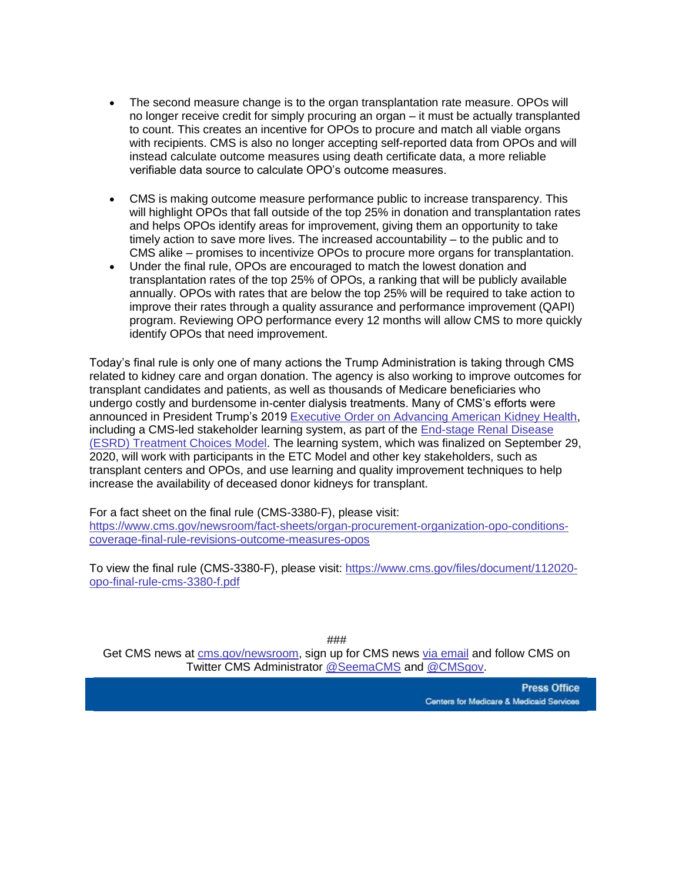- The second measure change is to the organ transplantation rate measure. OPOs will no longer receive credit for simply procuring an organ – it must be actually transplanted to count. This creates an incentive for OPOs to procure and match all viable organs with recipients. CMS is also no longer accepting self-reported data from OPOs and will instead calculate outcome measures using death certificate data, a more reliable verifiable data source to calculate OPO's outcome measures.

- CMS is making outcome measure performance public to increase transparency. This will highlight OPOs that fall outside of the top 25% in donation and transplantation rates and helps OPOs identify areas for improvement, giving them an opportunity to take timely action to save more lives. The increased accountability – to the public and to CMS alike – promises to incentivize OPOs to procure more organs for transplantation.
- Under the final rule, OPOs are encouraged to match the lowest donation and transplantation rates of the top 25% of OPOs, a ranking that will be publicly available annually. OPOs with rates that are below the top 25% will be required to take action to improve their rates through a quality assurance and performance improvement (QAPI) program. Reviewing OPO performance every 12 months will allow CMS to more quickly identify OPOs that need improvement.

Today's final rule is only one of many actions the Trump Administration is taking through CMS related to kidney care and organ donation. The agency is also working to improve outcomes for transplant candidates and patients, as well as thousands of Medicare beneficiaries who undergo costly and burdensome in-center dialysis treatments. Many of CMS's efforts were announced in President Trump's 2019 Executive Order on Advancing American Kidney Health, including a CMS-led stakeholder learning system, as part of the End-stage Renal Disease (ESRD) Treatment Choices Model. The learning system, which was finalized on September 29, 2020, will work with participants in the ETC Model and other key stakeholders, such as transplant centers and OPOs, and use learning and quality improvement techniques to help increase the availability of deceased donor kidneys for transplant.

For a fact sheet on the final rule (CMS-3380-F), please visit:
https://www.cms.gov/newsroom/fact-sheets/organ-procurement-organization-opo-conditions-coverage-final-rule-revisions-outcome-measures-opos

To view the final rule (CMS-3380-F), please visit: https://www.cms.gov/files/document/112020-opo-final-rule-cms-3380-f.pdf

###

Get CMS news at cms.gov/newsroom, sign up for CMS news via email and follow CMS on Twitter CMS Administrator @SeemaCMS and @CMSgov.

**Press Office**
Centers for Medicare & Medicaid Services